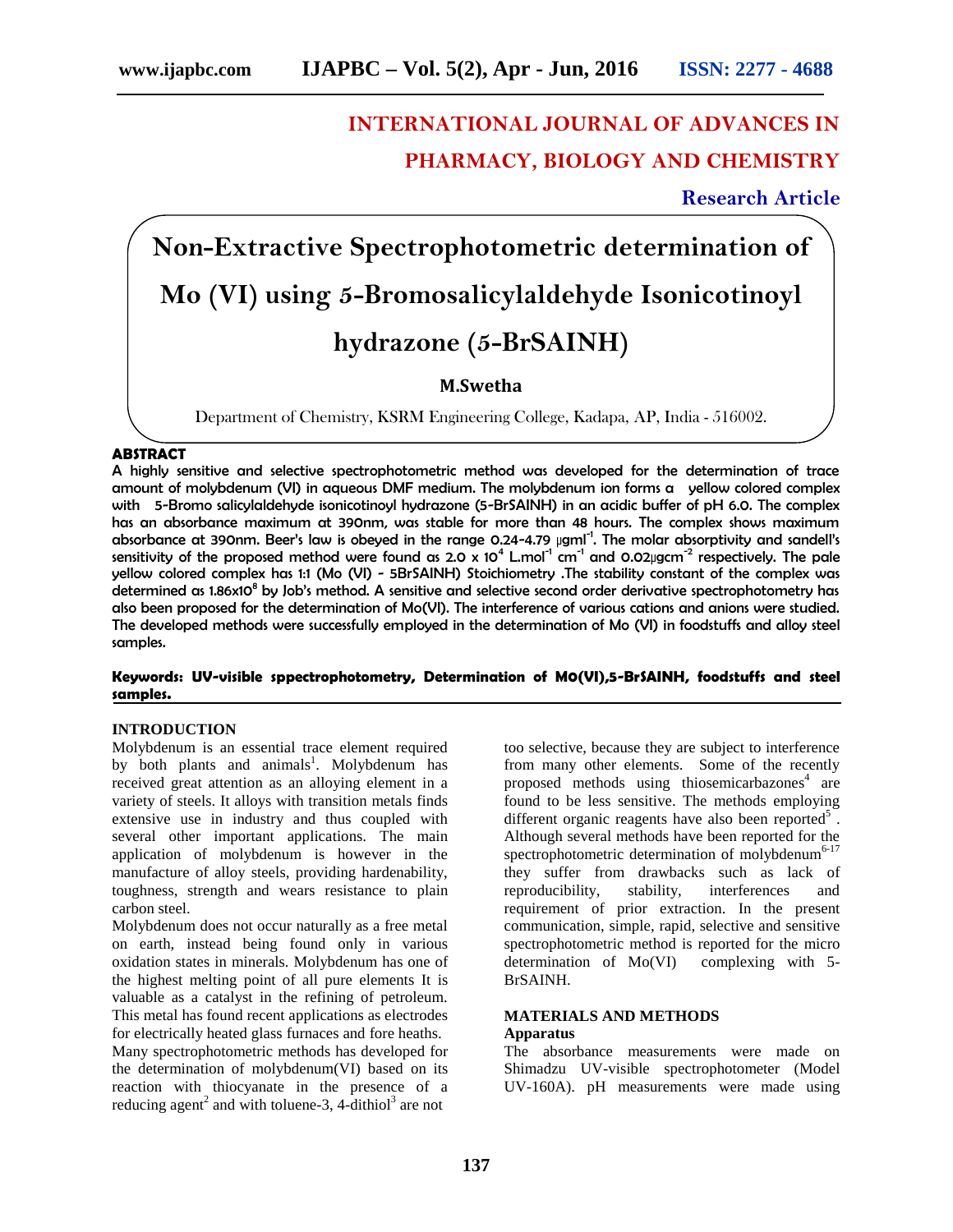# INTERNATIONAL JOURNAL OF ADVANCES IN PHARMACY, BIOLOGY AND CHEMISTRY

**Research Article**

# Non-Extractive Spectrophotometric determination of Mo (VI) using 5-Bromosalicylaldehyde Isonicotinoyl hydrazone (5-BrSAINH)

**M.Swetha**

Department of Chemistry, KSRM Engineering College, Kadapa, AP, India - 516002.

## ABSTRACT

**A highly sensitive and selective spectrophotometric method was developed for the determination of trace amount of molybdenum (VI) in aqueous DMF medium. The molybdenum ion forms a yellow colored complex with 5-Bromo salicylaldehyde isonicotinoyl hydrazone (5-BrSAINH) in an acidic buffer of pH 6.0. The complex has an absorbance maximum at 390nm, was stable for more than 48 hours. The complex shows maximum absorbance at 390nm. Beer's law is obeyed in the range 0.24-4.79 μgml$^{-1}$. The molar absorptivity and sandell's sensitivity of the proposed method were found as 2.0 x 10$^{4}$ L.mol$^{-1}$ cm$^{-1}$ and 0.02μgcm$^{-2}$ respectively. The pale yellow colored complex has 1:1 (Mo (VI) - 5BrSAINH) Stoichiometry .The stability constant of the complex was determined as 1.86x10$^{8}$ by Job's method. A sensitive and selective second order derivative spectrophotometry has also been proposed for the determination of Mo(VI). The interference of various cations and anions were studied. The developed methods were successfully employed in the determination of Mo (VI) in foodstuffs and alloy steel samples.**

**Keywords: UV-visible sppectrophotometry, Determination of M0(VI),5-BrSAINH, foodstuffs and steel samples.**

## INTRODUCTION

Molybdenum is an essential trace element required by both plants and animals[1]. Molybdenum has received great attention as an alloying element in a variety of steels. It alloys with transition metals finds extensive use in industry and thus coupled with several other important applications. The main application of molybdenum is however in the manufacture of alloy steels, providing hardenability, toughness, strength and wears resistance to plain carbon steel.

Molybdenum does not occur naturally as a free metal on earth, instead being found only in various oxidation states in minerals. Molybdenum has one of the highest melting point of all pure elements It is valuable as a catalyst in the refining of petroleum. This metal has found recent applications as electrodes for electrically heated glass furnaces and fore heaths.

Many spectrophotometric methods has developed for the determination of molybdenum(VI) based on its reaction with thiocyanate in the presence of a reducing agent[2] and with toluene-3, 4-dithiol[3] are not too selective, because they are subject to interference from many other elements. Some of the recently proposed methods using thiosemicarbazones[4] are found to be less sensitive. The methods employing different organic reagents have also been reported[5]. Although several methods have been reported for the spectrophotometric determination of molybdenum[6-17] they suffer from drawbacks such as lack of reproducibility, stability, interferences and requirement of prior extraction. In the present communication, simple, rapid, selective and sensitive spectrophotometric method is reported for the micro determination of Mo(VI) complexing with 5-BrSAINH.

## MATERIALS AND METHODS

### Apparatus

The absorbance measurements were made on Shimadzu UV-visible spectrophotometer (Model UV-160A). pH measurements were made using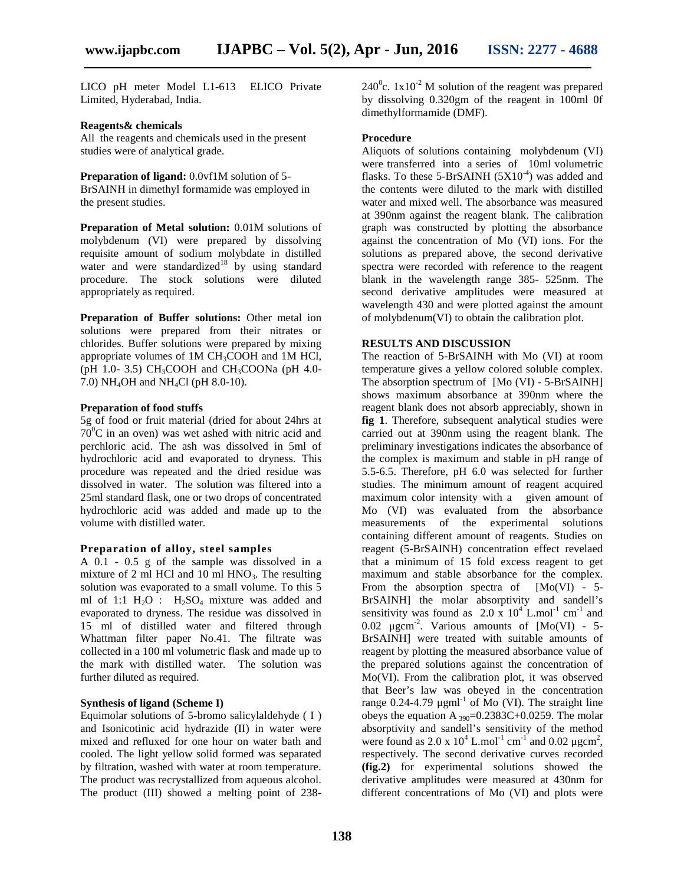LICO pH meter Model L1-613 ELICO Private Limited, Hyderabad, India.

#### Reagents& chemicals

All the reagents and chemicals used in the present studies were of analytical grade.

**Preparation of ligand:** 0.0vf1M solution of 5-BrSAINH in dimethyl formamide was employed in the present studies.

**Preparation of Metal solution:** 0.01M solutions of molybdenum (VI) were prepared by dissolving requisite amount of sodium molybdate in distilled water and were standardized[18] by using standard procedure. The stock solutions were diluted appropriately as required.

**Preparation of Buffer solutions:** Other metal ion solutions were prepared from their nitrates or chlorides. Buffer solutions were prepared by mixing appropriate volumes of 1M $CH_3COOH$ and 1M HCl, (pH 1.0- 3.5) $CH_3COOH$ and $CH_3COONa$ (pH 4.0-7.0) $NH_4OH$ and $NH_4Cl$ (pH 8.0-10).

#### Preparation of food stuffs

5g of food or fruit material (dried for about 24hrs at $70^0$C in an oven) was wet ashed with nitric acid and perchloric acid. The ash was dissolved in 5ml of hydrochloric acid and evaporated to dryness. This procedure was repeated and the dried residue was dissolved in water. The solution was filtered into a 25ml standard flask, one or two drops of concentrated hydrochloric acid was added and made up to the volume with distilled water.

#### Preparation of alloy, steel samples

A 0.1 - 0.5 g of the sample was dissolved in a mixture of 2 ml HCl and 10 ml $HNO_3$. The resulting solution was evaporated to a small volume. To this 5 ml of 1:1 $H_2O$ : $H_2SO_4$ mixture was added and evaporated to dryness. The residue was dissolved in 15 ml of distilled water and filtered through Whattman filter paper No.41. The filtrate was collected in a 100 ml volumetric flask and made up to the mark with distilled water. The solution was further diluted as required.

#### Synthesis of ligand (Scheme I)

Equimolar solutions of 5-bromo salicylaldehyde ( I ) and Isonicotinic acid hydrazide (II) in water were mixed and refluxed for one hour on water bath and cooled. The light yellow solid formed was separated by filtration, washed with water at room temperature. The product was recrystallized from aqueous alcohol. The product (III) showed a melting point of 238-$240^0$c. $1x10^{-2}$ M solution of the reagent was prepared by dissolving 0.320gm of the reagent in 100ml 0f dimethylformamide (DMF).

#### Procedure

Aliquots of solutions containing molybdenum (VI) were transferred into a series of 10ml volumetric flasks. To these 5-BrSAINH ($5X10^{-4}$) was added and the contents were diluted to the mark with distilled water and mixed well. The absorbance was measured at 390nm against the reagent blank. The calibration graph was constructed by plotting the absorbance against the concentration of Mo (VI) ions. For the solutions as prepared above, the second derivative spectra were recorded with reference to the reagent blank in the wavelength range 385- 525nm. The second derivative amplitudes were measured at wavelength 430 and were plotted against the amount of molybdenum(VI) to obtain the calibration plot.

## RESULTS AND DISCUSSION

The reaction of 5-BrSAINH with Mo (VI) at room temperature gives a yellow colored soluble complex. The absorption spectrum of [Mo (VI) - 5-BrSAINH] shows maximum absorbance at 390nm where the reagent blank does not absorb appreciably, shown in **fig 1**. Therefore, subsequent analytical studies were carried out at 390nm using the reagent blank. The preliminary investigations indicates the absorbance of the complex is maximum and stable in pH range of 5.5-6.5. Therefore, pH 6.0 was selected for further studies. The minimum amount of reagent acquired maximum color intensity with a given amount of Mo (VI) was evaluated from the absorbance measurements of the experimental solutions containing different amount of reagents. Studies on reagent (5-BrSAINH) concentration effect revelaed that a minimum of 15 fold excess reagent to get maximum and stable absorbance for the complex. From the absorption spectra of [Mo(VI) - 5-BrSAINH] the molar absorptivity and sandell's sensitivity was found as $2.0 \times 10^4$ L.mol$^{-1}$ cm$^{-1}$ and 0.02 µgcm$^{-2}$. Various amounts of [Mo(VI) - 5-BrSAINH] were treated with suitable amounts of reagent by plotting the measured absorbance value of the prepared solutions against the concentration of Mo(VI). From the calibration plot, it was observed that Beer's law was obeyed in the concentration range 0.24-4.79 µgml$^{-1}$ of Mo (VI). The straight line obeys the equation $A_{390}$=0.2383C+0.0259. The molar absorptivity and sandell's sensitivity of the method were found as $2.0 \times 10^4$ L.mol$^{-1}$ cm$^{-1}$ and 0.02 µgcm$^2$, respectively. The second derivative curves recorded **(fig.2)** for experimental solutions showed the derivative amplitudes were measured at 430nm for different concentrations of Mo (VI) and plots were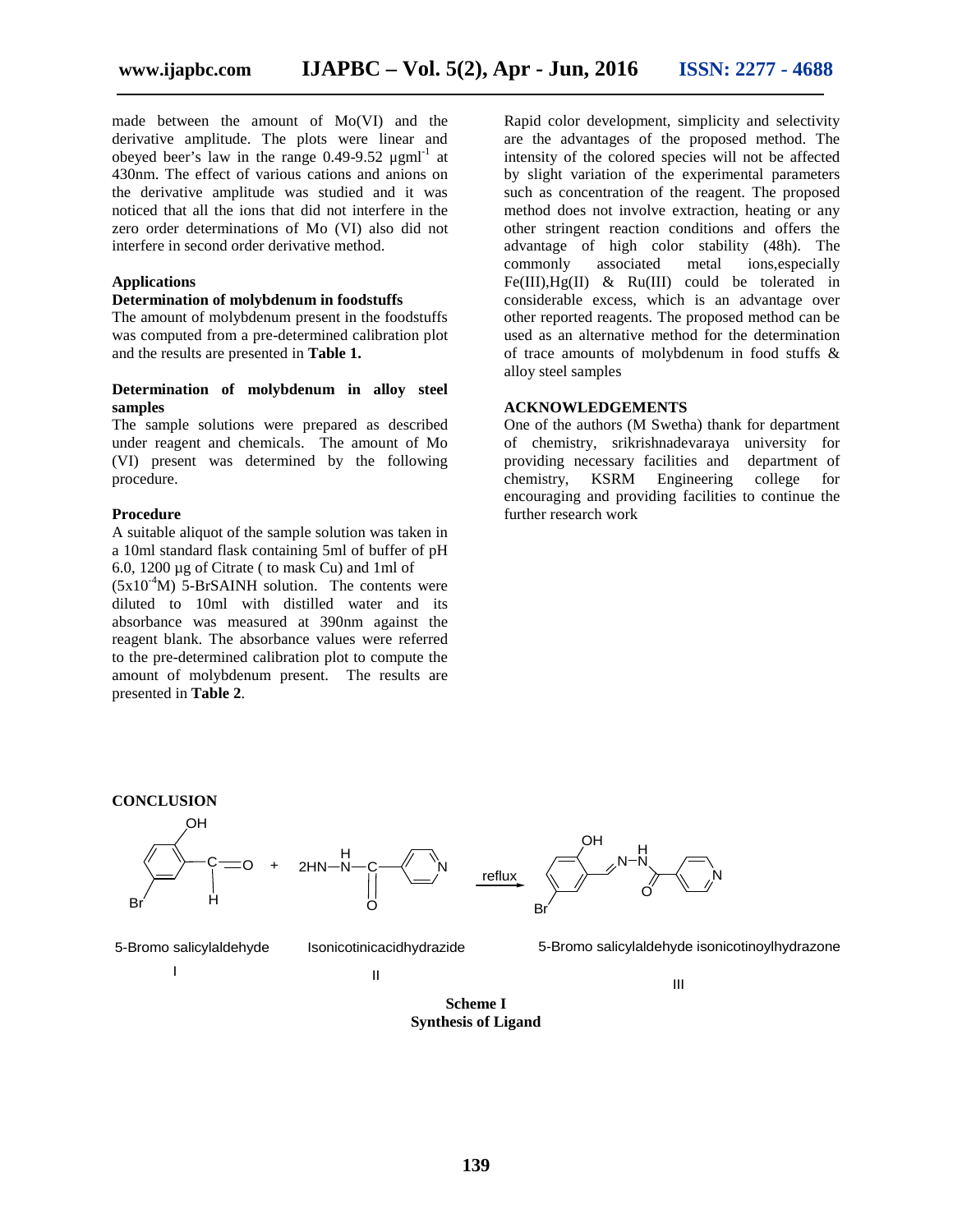made between the amount of Mo(VI) and the derivative amplitude. The plots were linear and obeyed beer's law in the range 0.49-9.52 $\mu gml^{-1}$ at 430nm. The effect of various cations and anions on the derivative amplitude was studied and it was noticed that all the ions that did not interfere in the zero order determinations of Mo (VI) also did not interfere in second order derivative method.

**Applications**

**Determination of molybdenum in foodstuffs**

The amount of molybdenum present in the foodstuffs was computed from a pre-determined calibration plot and the results are presented in **Table 1.**

**Determination of molybdenum in alloy steel samples**

The sample solutions were prepared as described under reagent and chemicals. The amount of Mo (VI) present was determined by the following procedure.

**Procedure**

A suitable aliquot of the sample solution was taken in a 10ml standard flask containing 5ml of buffer of pH 6.0, 1200 µg of Citrate ( to mask Cu) and 1ml of ($5x10^{-4}$M) 5-BrSAINH solution. The contents were diluted to 10ml with distilled water and its absorbance was measured at 390nm against the reagent blank. The absorbance values were referred to the pre-determined calibration plot to compute the amount of molybdenum present. The results are presented in **Table 2**.

**CONCLUSION**

Rapid color development, simplicity and selectivity are the advantages of the proposed method. The intensity of the colored species will not be affected by slight variation of the experimental parameters such as concentration of the reagent. The proposed method does not involve extraction, heating or any other stringent reaction conditions and offers the advantage of high color stability (48h). The commonly associated metal ions,especially Fe(III),Hg(II) & Ru(III) could be tolerated in considerable excess, which is an advantage over other reported reagents. The proposed method can be used as an alternative method for the determination of trace amounts of molybdenum in food stuffs & alloy steel samples

**ACKNOWLEDGEMENTS**

One of the authors (M Swetha) thank for department of chemistry, srikrishnadevaraya university for providing necessary facilities and department of chemistry, KSRM Engineering college for encouraging and providing facilities to continue the further research work

5-Bromo salicylaldehyde (I) + Isonicotinicacidhydrazide (II) —reflux→ 5-Bromo salicylaldehyde isonicotinoylhydrazone (III)

**Scheme I**
**Synthesis of Ligand**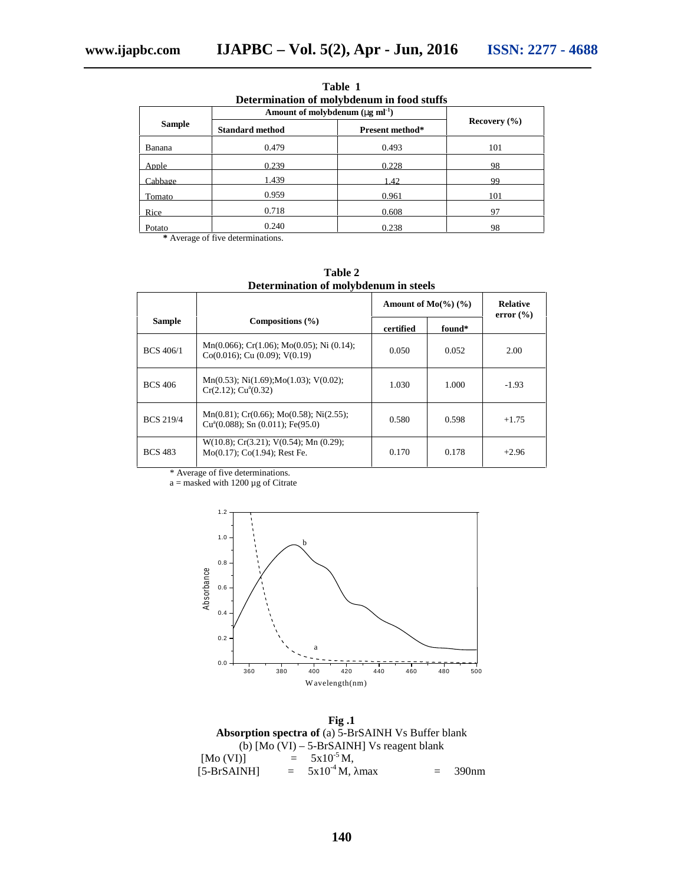**Table 1**
**Determination of molybdenum in food stuffs**

| Sample | Amount of molybdenum (μg ml$^{-1}$) | | Recovery (%) |
|---|---|---|---|
| | Standard method | Present method* | |
| Banana | 0.479 | 0.493 | 101 |
| Apple | 0.239 | 0.228 | 98 |
| Cabbage | 1.439 | 1.42 | 99 |
| Tomato | 0.959 | 0.961 | 101 |
| Rice | 0.718 | 0.608 | 97 |
| Potato | 0.240 | 0.238 | 98 |

* Average of five determinations.

**Table 2**
**Determination of molybdenum in steels**

| Sample | Compositions (%) | Amount of Mo(%) (%) | | Relative error (%) |
|---|---|---|---|---|
| | | certified | found* | |
| BCS 406/1 | Mn(0.066); Cr(1.06); Mo(0.05); Ni (0.14); Co(0.016); Cu (0.09); V(0.19) | 0.050 | 0.052 | 2.00 |
| BCS 406 | Mn(0.53); Ni(1.69);Mo(1.03); V(0.02); Cr(2.12); Cu[a](0.32) | 1.030 | 1.000 | -1.93 |
| BCS 219/4 | Mn(0.81); Cr(0.66); Mo(0.58); Ni(2.55); Cu[a](0.088); Sn (0.011); Fe(95.0) | 0.580 | 0.598 | +1.75 |
| BCS 483 | W(10.8); Cr(3.21); V(0.54); Mn (0.29); Mo(0.17); Co(1.94); Rest Fe. | 0.170 | 0.178 | +2.96 |

* Average of five determinations.
a = masked with 1200 µg of Citrate

**Fig .1**
**Absorption spectra of** (a) 5-BrSAINH Vs Buffer blank
(b) [Mo (VI) – 5-BrSAINH] Vs reagent blank
[Mo (VI)] = $5x10^{-5}$ M,
[5-BrSAINH] = $5x10^{-4}$ M, λmax = 390nm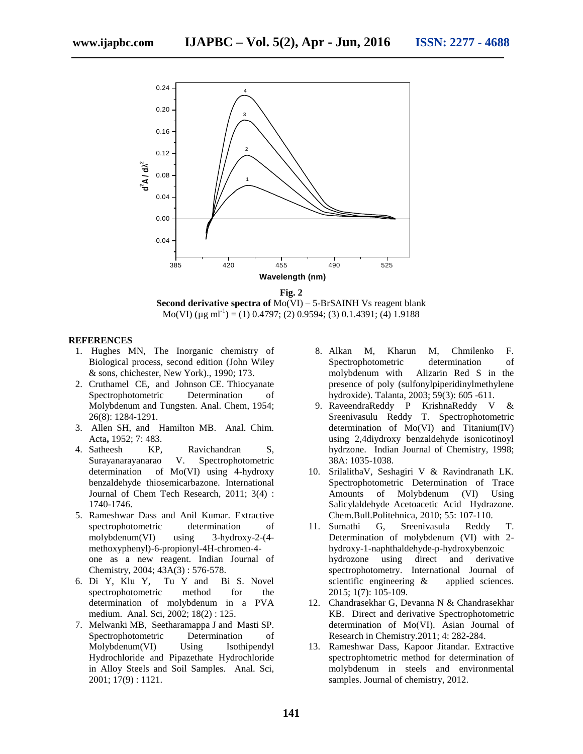**Fig. 2**

**Second derivative spectra of** Mo(VI) – 5-BrSAINH Vs reagent blank
Mo(VI) (µg $ml^{-1}$) = (1) 0.4797; (2) 0.9594; (3) 0.1.4391; (4) 1.9188

## REFERENCES

1. Hughes MN, The Inorganic chemistry of Biological process, second edition (John Wiley & sons, chichester, New York)., 1990; 173.
2. Cruthamel CE, and Johnson CE. Thiocyanate Spectrophotometric Determination of Molybdenum and Tungsten. Anal. Chem, 1954; 26(8): 1284-1291.
3. Allen SH, and Hamilton MB. Anal. Chim. Acta**,** 1952; 7: 483.
4. Satheesh KP, Ravichandran S, Surayanarayanarao V. Spectrophotometric determination of Mo(VI) using 4-hydroxy benzaldehyde thiosemicarbazone. International Journal of Chem Tech Research, 2011; 3(4) : 1740-1746.
5. Rameshwar Dass and Anil Kumar. Extractive spectrophotometric determination of molybdenum(VI) using 3-hydroxy-2-(4-methoxyphenyl)-6-propionyl-4H-chromen-4-one as a new reagent. Indian Journal of Chemistry, 2004; 43A(3) : 576-578.
6. Di Y, Klu Y, Tu Y and Bi S. Novel spectrophotometric method for the determination of molybdenum in a PVA medium. Anal. Sci, 2002; 18(2) : 125.
7. Melwanki MB, Seetharamappa J and Masti SP. Spectrophotometric Determination of Molybdenum(VI) Using Isothipendyl Hydrochloride and Pipazethate Hydrochloride in Alloy Steels and Soil Samples. Anal. Sci, 2001; 17(9) : 1121.
8. Alkan M, Kharun M, Chmilenko F. Spectrophotometric determination of molybdenum with Alizarin Red S in the presence of poly (sulfonylpiperidinylmethylene hydroxide). Talanta, 2003; 59(3): 605 -611.
9. RaveendraReddy P KrishnaReddy V & Sreenivasulu Reddy T. Spectrophotometric determination of Mo(VI) and Titanium(IV) using 2,4diydroxy benzaldehyde isonicotinoyl hydrzone. Indian Journal of Chemistry, 1998; 38A: 1035-1038.
10. SrilalithaV, Seshagiri V & Ravindranath LK. Spectrophotometric Determination of Trace Amounts of Molybdenum (VI) Using Salicylaldehyde Acetoacetic Acid Hydrazone. Chem.Bull.Politehnica, 2010; 55: 107-110.
11. Sumathi G, Sreenivasula Reddy T. Determination of molybdenum (VI) with 2-hydroxy-1-naphthaldehyde-p-hydroxybenzoic hydrozone using direct and derivative spectrophotometry. International Journal of scientific engineering & applied sciences. 2015; 1(7): 105-109.
12. Chandrasekhar G, Devanna N & Chandrasekhar KB. Direct and derivative Spectrophotometric determination of Mo(VI). Asian Journal of Research in Chemistry.2011; 4: 282-284.
13. Rameshwar Dass, Kapoor Jitandar. Extractive spectrophtometric method for determination of molybdenum in steels and environmental samples. Journal of chemistry, 2012.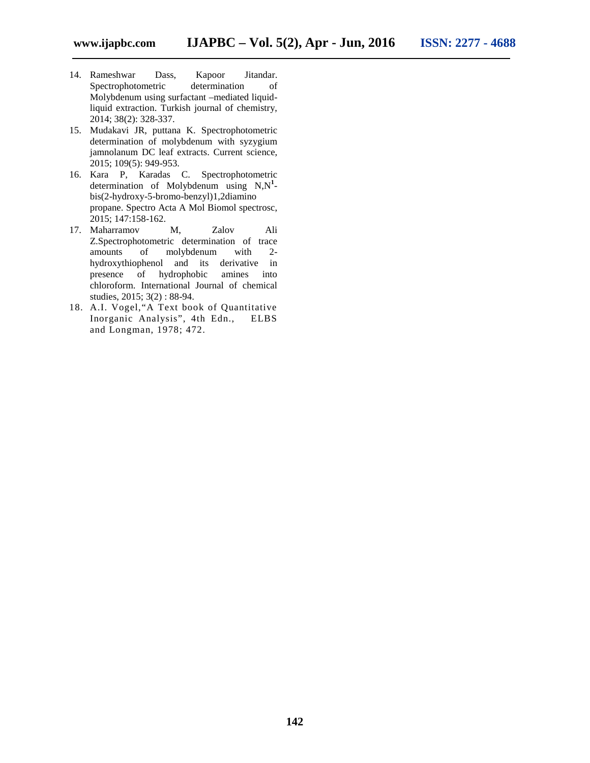14. Rameshwar Dass, Kapoor Jitandar. Spectrophotometric determination of Molybdenum using surfactant –mediated liquid-liquid extraction. Turkish journal of chemistry, 2014; 38(2): 328-337.
15. Mudakavi JR, puttana K. Spectrophotometric determination of molybdenum with syzygium jamnolanum DC leaf extracts. Current science, 2015; 109(5): 949-953.
16. Kara P, Karadas C. Spectrophotometric determination of Molybdenum using N,N[1]-bis(2-hydroxy-5-bromo-benzyl)1,2diamino propane. Spectro Acta A Mol Biomol spectrosc, 2015; 147:158-162.
17. Maharramov M, Zalov Ali Z.Spectrophotometric determination of trace amounts of molybdenum with 2-hydroxythiophenol and its derivative in presence of hydrophobic amines into chloroform. International Journal of chemical studies, 2015; 3(2) : 88-94.
18. A.I. Vogel,"A Text book of Quantitative Inorganic Analysis", 4th Edn., ELBS and Longman, 1978; 472.